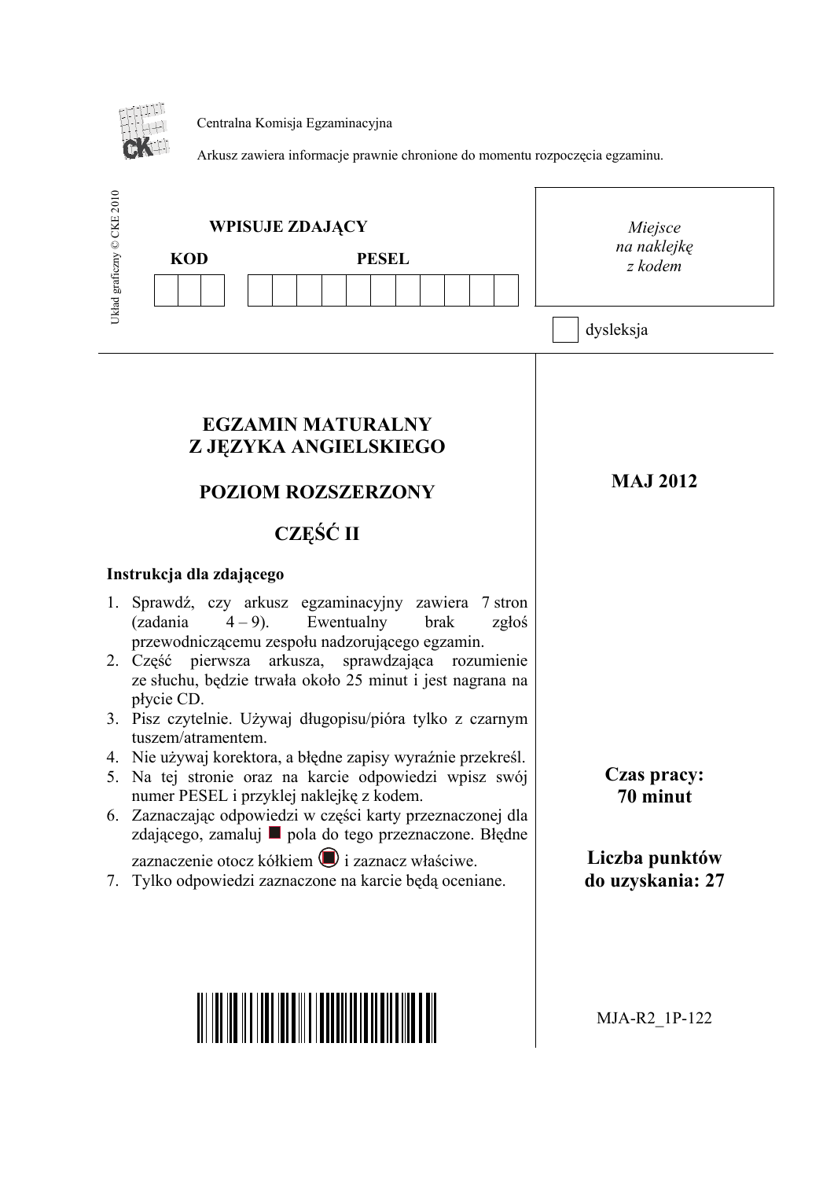Centralna Komisja Egzaminacyjna

Arkusz zawiera informacje prawnie chronione do momentu rozpoczęcia egzaminu.

Układ graficzny © CKE 2010

**WPISUJE ZDAJĄCY**

**KOD** **PESEL**

*Miejsce na naklejkę z kodem*

dysleksja

# EGZAMIN MATURALNY Z JĘZYKA ANGIELSKIEGO

## POZIOM ROZSZERZONY

## CZĘŚĆ II

**MAJ 2012**

**Instrukcja dla zdającego**

1. Sprawdź, czy arkusz egzaminacyjny zawiera 7 stron (zadania 4 – 9). Ewentualny brak zgłoś przewodniczącemu zespołu nadzorującego egzamin.
2. Część pierwsza arkusza, sprawdzająca rozumienie ze słuchu, będzie trwała około 25 minut i jest nagrana na płycie CD.
3. Pisz czytelnie. Używaj długopisu/pióra tylko z czarnym tuszem/atramentem.
4. Nie używaj korektora, a błędne zapisy wyraźnie przekreśl.
5. Na tej stronie oraz na karcie odpowiedzi wpisz swój numer PESEL i przyklej naklejkę z kodem.
6. Zaznaczając odpowiedzi w części karty przeznaczonej dla zdającego, zamaluj ■ pola do tego przeznaczone. Błędne zaznaczenie otocz kółkiem i zaznacz właściwe.
7. Tylko odpowiedzi zaznaczone na karcie będą oceniane.

**Czas pracy: 70 minut**

**Liczba punktów do uzyskania: 27**

MJA-R2_1P-122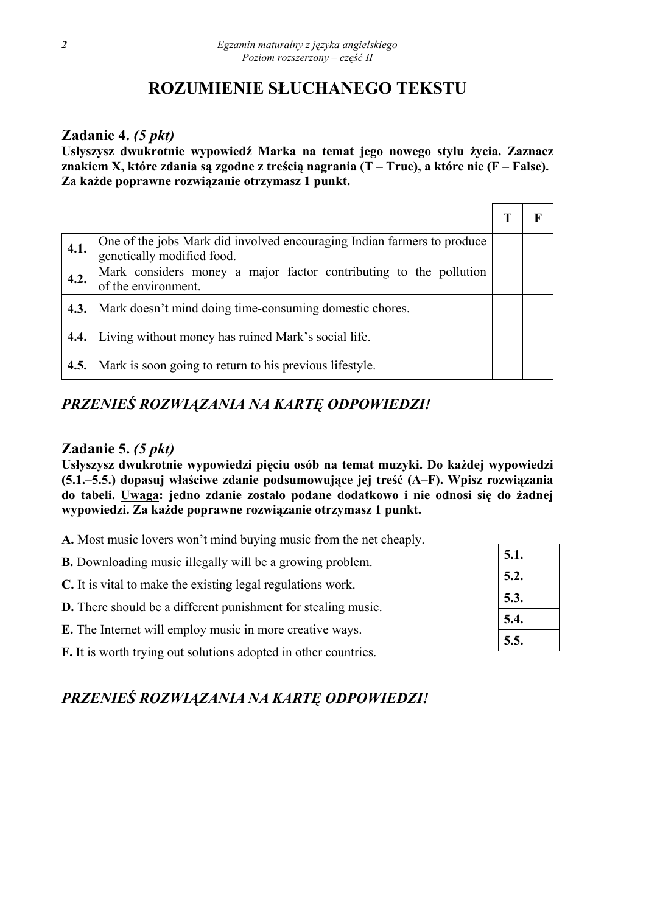# ROZUMIENIE SŁUCHANEGO TEKSTU

## Zadanie 4. *(5 pkt)*

**Usłyszysz dwukrotnie wypowiedź Marka na temat jego nowego stylu życia. Zaznacz znakiem X, które zdania są zgodne z treścią nagrania (T – True), a które nie (F – False). Za każde poprawne rozwiązanie otrzymasz 1 punkt.**

| | | T | F |
|---|---|---|---|
| **4.1.** | One of the jobs Mark did involved encouraging Indian farmers to produce genetically modified food. | | |
| **4.2.** | Mark considers money a major factor contributing to the pollution of the environment. | | |
| **4.3.** | Mark doesn't mind doing time-consuming domestic chores. | | |
| **4.4.** | Living without money has ruined Mark's social life. | | |
| **4.5.** | Mark is soon going to return to his previous lifestyle. | | |

***PRZENIEŚ ROZWIĄZANIA NA KARTĘ ODPOWIEDZI!***

## Zadanie 5. *(5 pkt)*

**Usłyszysz dwukrotnie wypowiedzi pięciu osób na temat muzyki. Do każdej wypowiedzi (5.1.–5.5.) dopasuj właściwe zdanie podsumowujące jej treść (A–F). Wpisz rozwiązania do tabeli. <u>Uwaga</u>: jedno zdanie zostało podane dodatkowo i nie odnosi się do żadnej wypowiedzi. Za każde poprawne rozwiązanie otrzymasz 1 punkt.**

**A.** Most music lovers won't mind buying music from the net cheaply.

**B.** Downloading music illegally will be a growing problem.

**C.** It is vital to make the existing legal regulations work.

**D.** There should be a different punishment for stealing music.

**E.** The Internet will employ music in more creative ways.

**F.** It is worth trying out solutions adopted in other countries.

| | |
|---|---|
| **5.1.** | |
| **5.2.** | |
| **5.3.** | |
| **5.4.** | |
| **5.5.** | |

***PRZENIEŚ ROZWIĄZANIA NA KARTĘ ODPOWIEDZI!***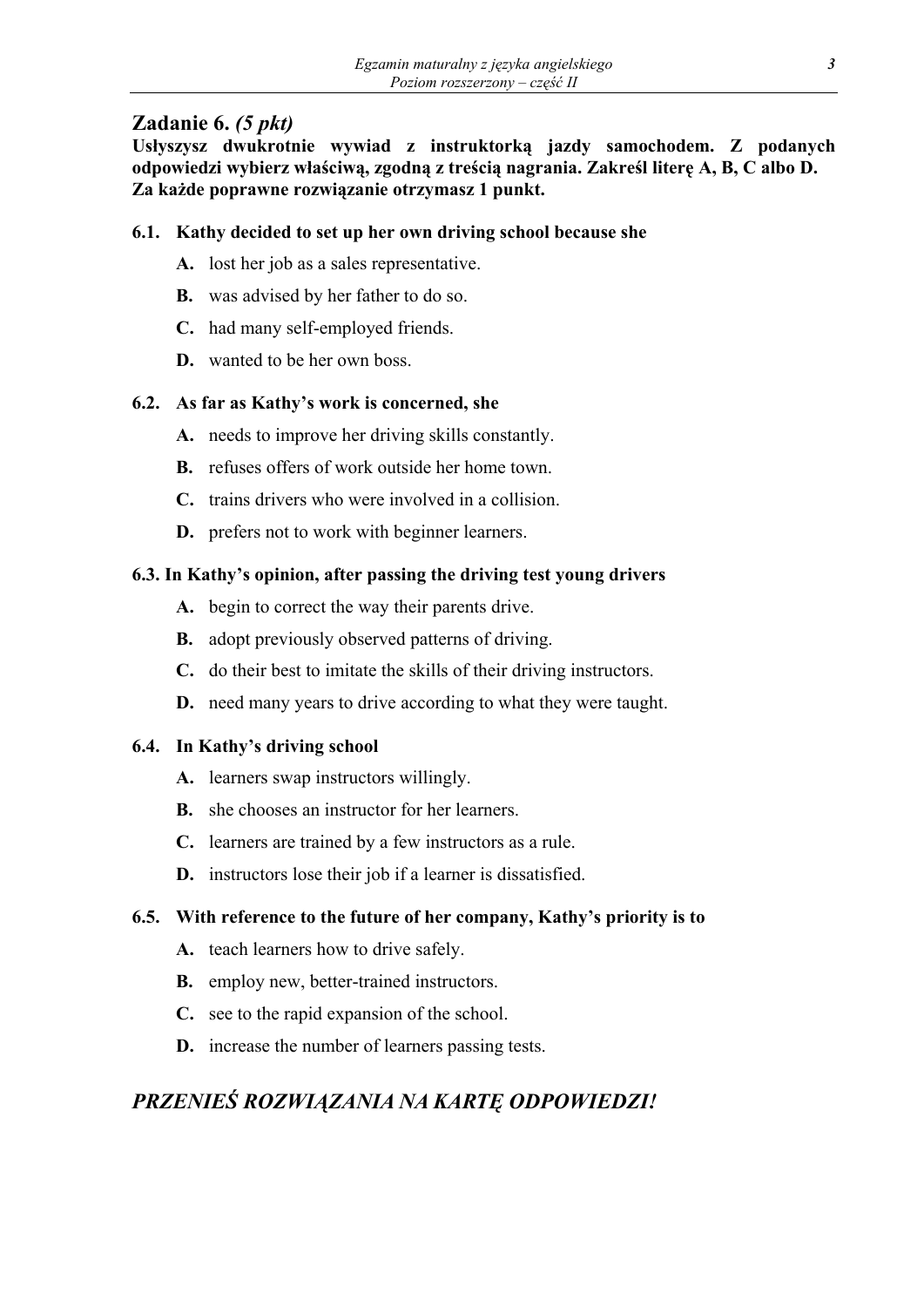## Zadanie 6. *(5 pkt)*

**Usłyszysz dwukrotnie wywiad z instruktorką jazdy samochodem. Z podanych odpowiedzi wybierz właściwą, zgodną z treścią nagrania. Zakreśl literę A, B, C albo D. Za każde poprawne rozwiązanie otrzymasz 1 punkt.**

**6.1. Kathy decided to set up her own driving school because she**

- **A.** lost her job as a sales representative.
- **B.** was advised by her father to do so.
- **C.** had many self-employed friends.
- **D.** wanted to be her own boss.

**6.2. As far as Kathy's work is concerned, she**

- **A.** needs to improve her driving skills constantly.
- **B.** refuses offers of work outside her home town.
- **C.** trains drivers who were involved in a collision.
- **D.** prefers not to work with beginner learners.

**6.3. In Kathy's opinion, after passing the driving test young drivers**

- **A.** begin to correct the way their parents drive.
- **B.** adopt previously observed patterns of driving.
- **C.** do their best to imitate the skills of their driving instructors.
- **D.** need many years to drive according to what they were taught.

**6.4. In Kathy's driving school**

- **A.** learners swap instructors willingly.
- **B.** she chooses an instructor for her learners.
- **C.** learners are trained by a few instructors as a rule.
- **D.** instructors lose their job if a learner is dissatisfied.

**6.5. With reference to the future of her company, Kathy's priority is to**

- **A.** teach learners how to drive safely.
- **B.** employ new, better-trained instructors.
- **C.** see to the rapid expansion of the school.
- **D.** increase the number of learners passing tests.

***PRZENIEŚ ROZWIĄZANIA NA KARTĘ ODPOWIEDZI!***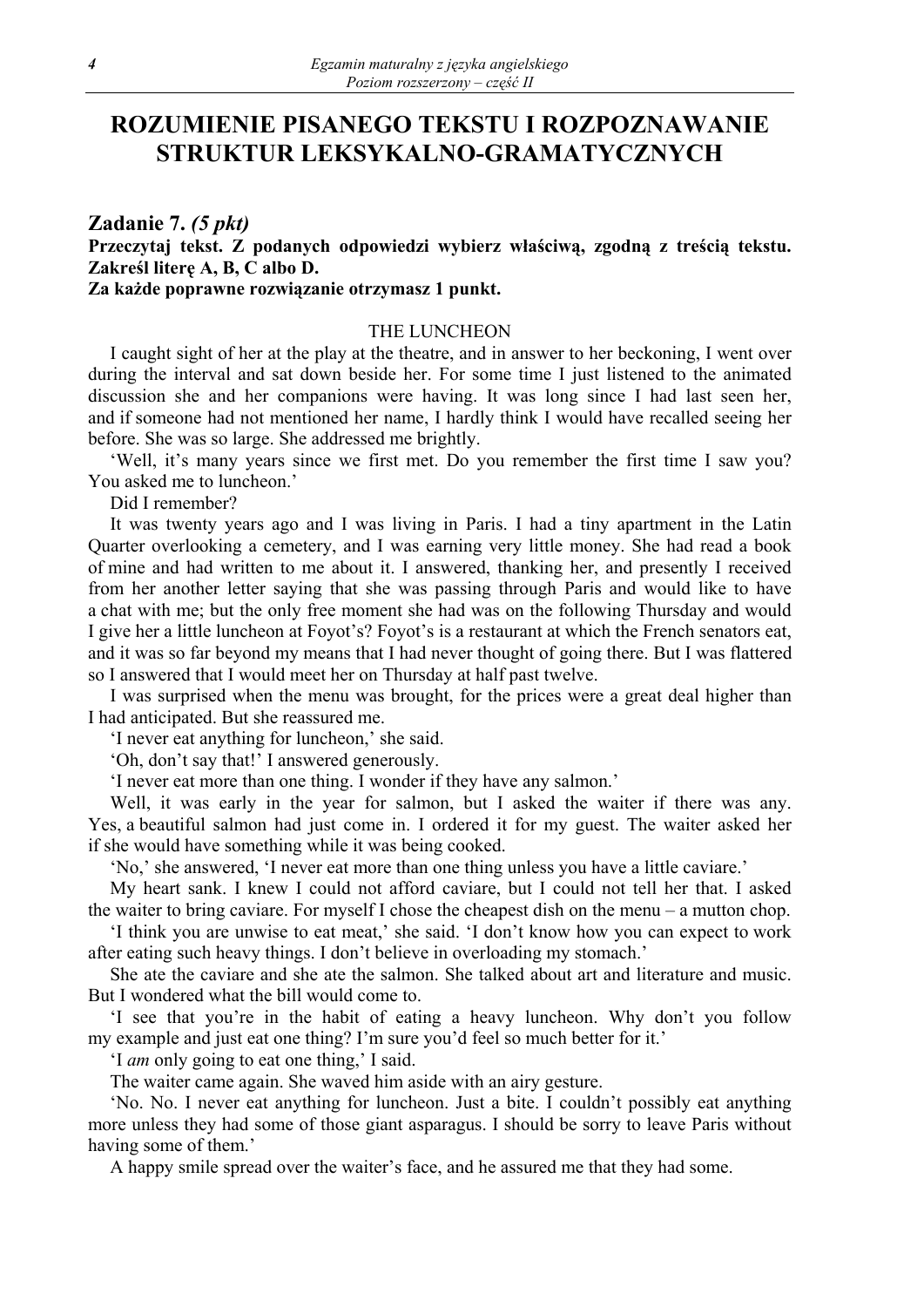# ROZUMIENIE PISANEGO TEKSTU I ROZPOZNAWANIE STRUKTUR LEKSYKALNO-GRAMATYCZNYCH

## Zadanie 7. *(5 pkt)*

**Przeczytaj tekst. Z podanych odpowiedzi wybierz właściwą, zgodną z treścią tekstu. Zakreśl literę A, B, C albo D.**
**Za każde poprawne rozwiązanie otrzymasz 1 punkt.**

THE LUNCHEON

I caught sight of her at the play at the theatre, and in answer to her beckoning, I went over during the interval and sat down beside her. For some time I just listened to the animated discussion she and her companions were having. It was long since I had last seen her, and if someone had not mentioned her name, I hardly think I would have recalled seeing her before. She was so large. She addressed me brightly.

'Well, it's many years since we first met. Do you remember the first time I saw you? You asked me to luncheon.'

Did I remember?

It was twenty years ago and I was living in Paris. I had a tiny apartment in the Latin Quarter overlooking a cemetery, and I was earning very little money. She had read a book of mine and had written to me about it. I answered, thanking her, and presently I received from her another letter saying that she was passing through Paris and would like to have a chat with me; but the only free moment she had was on the following Thursday and would I give her a little luncheon at Foyot's? Foyot's is a restaurant at which the French senators eat, and it was so far beyond my means that I had never thought of going there. But I was flattered so I answered that I would meet her on Thursday at half past twelve.

I was surprised when the menu was brought, for the prices were a great deal higher than I had anticipated. But she reassured me.

'I never eat anything for luncheon,' she said.

'Oh, don't say that!' I answered generously.

'I never eat more than one thing. I wonder if they have any salmon.'

Well, it was early in the year for salmon, but I asked the waiter if there was any. Yes, a beautiful salmon had just come in. I ordered it for my guest. The waiter asked her if she would have something while it was being cooked.

'No,' she answered, 'I never eat more than one thing unless you have a little caviare.'

My heart sank. I knew I could not afford caviare, but I could not tell her that. I asked the waiter to bring caviare. For myself I chose the cheapest dish on the menu – a mutton chop.

'I think you are unwise to eat meat,' she said. 'I don't know how you can expect to work after eating such heavy things. I don't believe in overloading my stomach.'

She ate the caviare and she ate the salmon. She talked about art and literature and music. But I wondered what the bill would come to.

'I see that you're in the habit of eating a heavy luncheon. Why don't you follow my example and just eat one thing? I'm sure you'd feel so much better for it.'

'I *am* only going to eat one thing,' I said.

The waiter came again. She waved him aside with an airy gesture.

'No. No. I never eat anything for luncheon. Just a bite. I couldn't possibly eat anything more unless they had some of those giant asparagus. I should be sorry to leave Paris without having some of them.'

A happy smile spread over the waiter's face, and he assured me that they had some.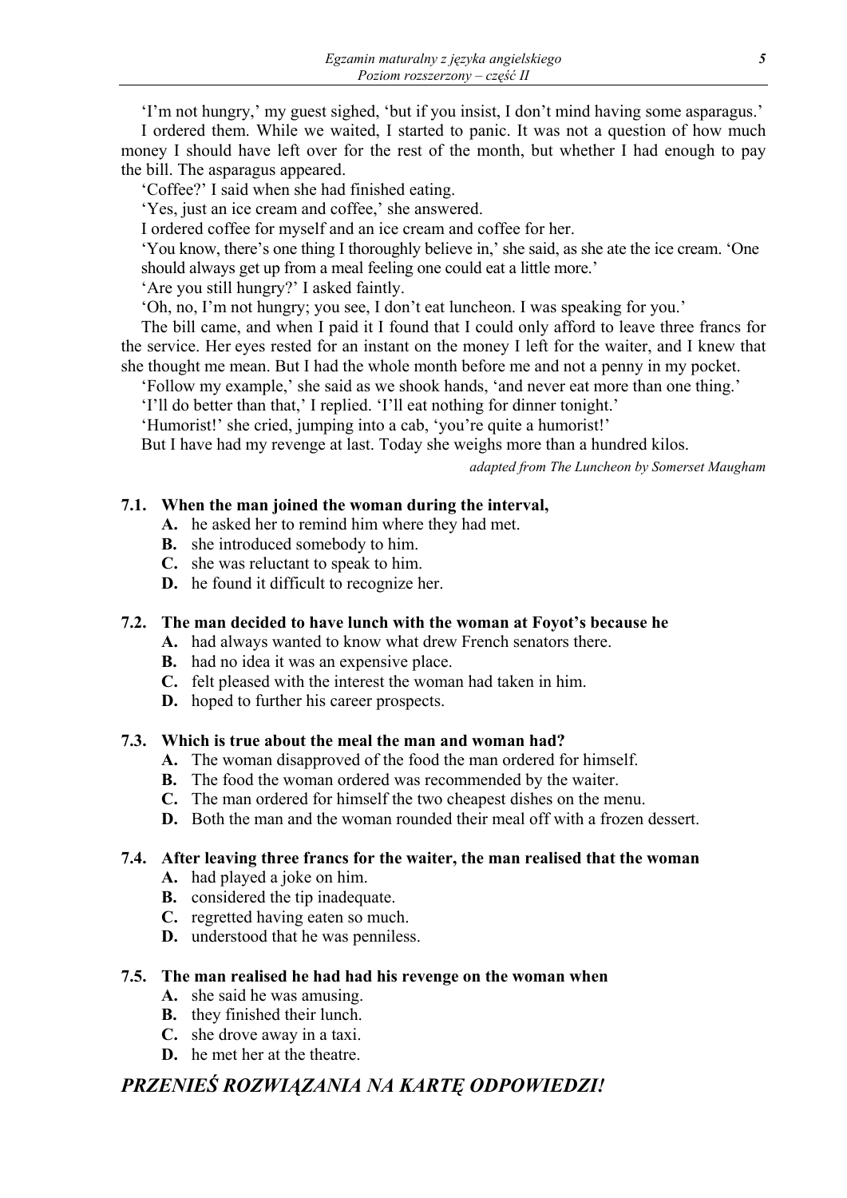‘I’m not hungry,’ my guest sighed, ‘but if you insist, I don’t mind having some asparagus.’

I ordered them. While we waited, I started to panic. It was not a question of how much money I should have left over for the rest of the month, but whether I had enough to pay the bill. The asparagus appeared.

‘Coffee?’ I said when she had finished eating.

‘Yes, just an ice cream and coffee,’ she answered.

I ordered coffee for myself and an ice cream and coffee for her.

‘You know, there’s one thing I thoroughly believe in,’ she said, as she ate the ice cream. ‘One should always get up from a meal feeling one could eat a little more.’

‘Are you still hungry?’ I asked faintly.

‘Oh, no, I’m not hungry; you see, I don’t eat luncheon. I was speaking for you.’

The bill came, and when I paid it I found that I could only afford to leave three francs for the service. Her eyes rested for an instant on the money I left for the waiter, and I knew that she thought me mean. But I had the whole month before me and not a penny in my pocket.

‘Follow my example,’ she said as we shook hands, ‘and never eat more than one thing.’

‘I’ll do better than that,’ I replied. ‘I’ll eat nothing for dinner tonight.’

‘Humorist!’ she cried, jumping into a cab, ‘you’re quite a humorist!’

But I have had my revenge at last. Today she weighs more than a hundred kilos.

*adapted from The Luncheon by Somerset Maugham*

**7.1. When the man joined the woman during the interval,**

- **A.** he asked her to remind him where they had met.
- **B.** she introduced somebody to him.
- **C.** she was reluctant to speak to him.
- **D.** he found it difficult to recognize her.

**7.2. The man decided to have lunch with the woman at Foyot’s because he**

- **A.** had always wanted to know what drew French senators there.
- **B.** had no idea it was an expensive place.
- **C.** felt pleased with the interest the woman had taken in him.
- **D.** hoped to further his career prospects.

**7.3. Which is true about the meal the man and woman had?**

- **A.** The woman disapproved of the food the man ordered for himself.
- **B.** The food the woman ordered was recommended by the waiter.
- **C.** The man ordered for himself the two cheapest dishes on the menu.
- **D.** Both the man and the woman rounded their meal off with a frozen dessert.

**7.4. After leaving three francs for the waiter, the man realised that the woman**

- **A.** had played a joke on him.
- **B.** considered the tip inadequate.
- **C.** regretted having eaten so much.
- **D.** understood that he was penniless.

**7.5. The man realised he had had his revenge on the woman when**

- **A.** she said he was amusing.
- **B.** they finished their lunch.
- **C.** she drove away in a taxi.
- **D.** he met her at the theatre.

## *PRZENIEŚ ROZWIĄZANIA NA KARTĘ ODPOWIEDZI!*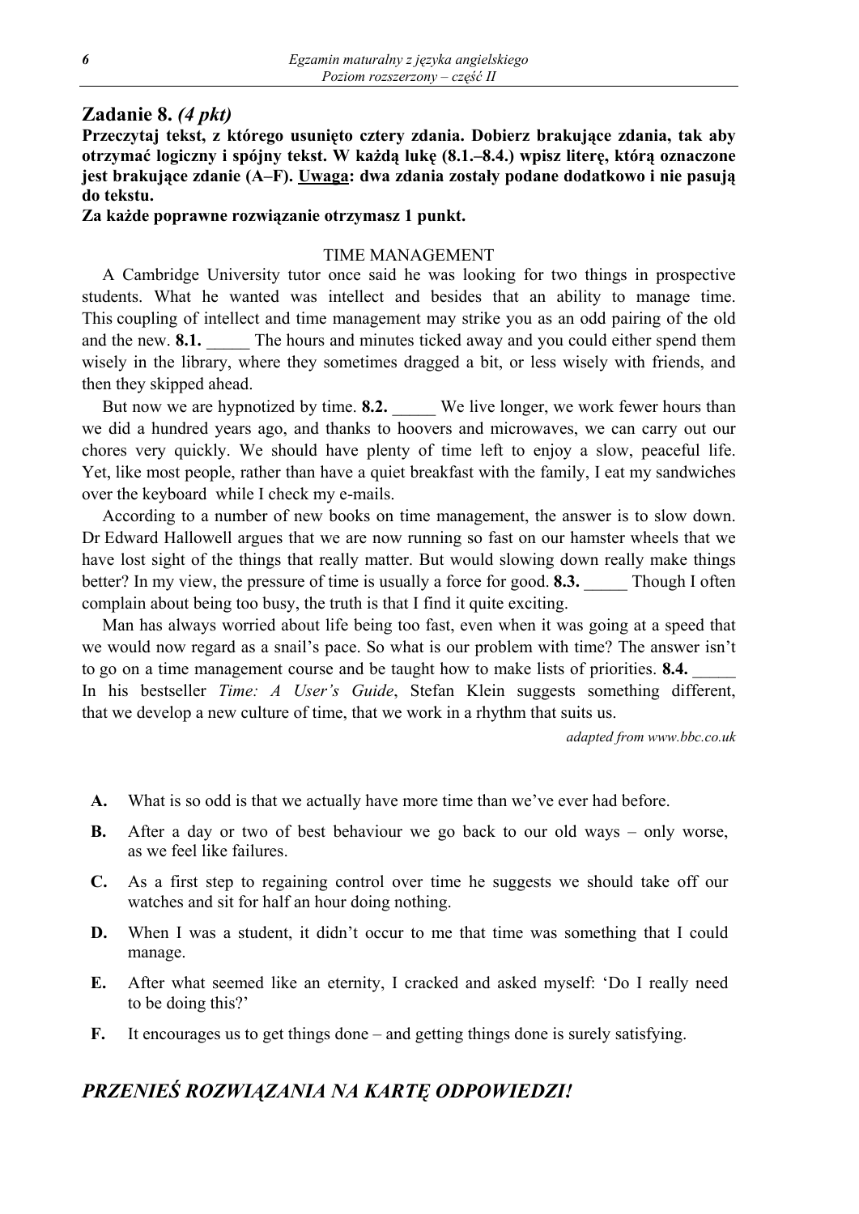## Zadanie 8. *(4 pkt)*

**Przeczytaj tekst, z którego usunięto cztery zdania. Dobierz brakujące zdania, tak aby otrzymać logiczny i spójny tekst. W każdą lukę (8.1.–8.4.) wpisz literę, którą oznaczone jest brakujące zdanie (A–F). <u>Uwaga</u>: dwa zdania zostały podane dodatkowo i nie pasują do tekstu.**

**Za każde poprawne rozwiązanie otrzymasz 1 punkt.**

TIME MANAGEMENT

A Cambridge University tutor once said he was looking for two things in prospective students. What he wanted was intellect and besides that an ability to manage time. This coupling of intellect and time management may strike you as an odd pairing of the old and the new. **8.1.** _____ The hours and minutes ticked away and you could either spend them wisely in the library, where they sometimes dragged a bit, or less wisely with friends, and then they skipped ahead.

But now we are hypnotized by time. **8.2.** _____ We live longer, we work fewer hours than we did a hundred years ago, and thanks to hoovers and microwaves, we can carry out our chores very quickly. We should have plenty of time left to enjoy a slow, peaceful life. Yet, like most people, rather than have a quiet breakfast with the family, I eat my sandwiches over the keyboard while I check my e-mails.

According to a number of new books on time management, the answer is to slow down. Dr Edward Hallowell argues that we are now running so fast on our hamster wheels that we have lost sight of the things that really matter. But would slowing down really make things better? In my view, the pressure of time is usually a force for good. **8.3.** _____ Though I often complain about being too busy, the truth is that I find it quite exciting.

Man has always worried about life being too fast, even when it was going at a speed that we would now regard as a snail's pace. So what is our problem with time? The answer isn't to go on a time management course and be taught how to make lists of priorities. **8.4.** _____ In his bestseller *Time: A User's Guide*, Stefan Klein suggests something different, that we develop a new culture of time, that we work in a rhythm that suits us.

*adapted from www.bbc.co.uk*

**A.** What is so odd is that we actually have more time than we've ever had before.

**B.** After a day or two of best behaviour we go back to our old ways – only worse, as we feel like failures.

**C.** As a first step to regaining control over time he suggests we should take off our watches and sit for half an hour doing nothing.

**D.** When I was a student, it didn't occur to me that time was something that I could manage.

**E.** After what seemed like an eternity, I cracked and asked myself: 'Do I really need to be doing this?'

**F.** It encourages us to get things done – and getting things done is surely satisfying.

***PRZENIEŚ ROZWIĄZANIA NA KARTĘ ODPOWIEDZI!***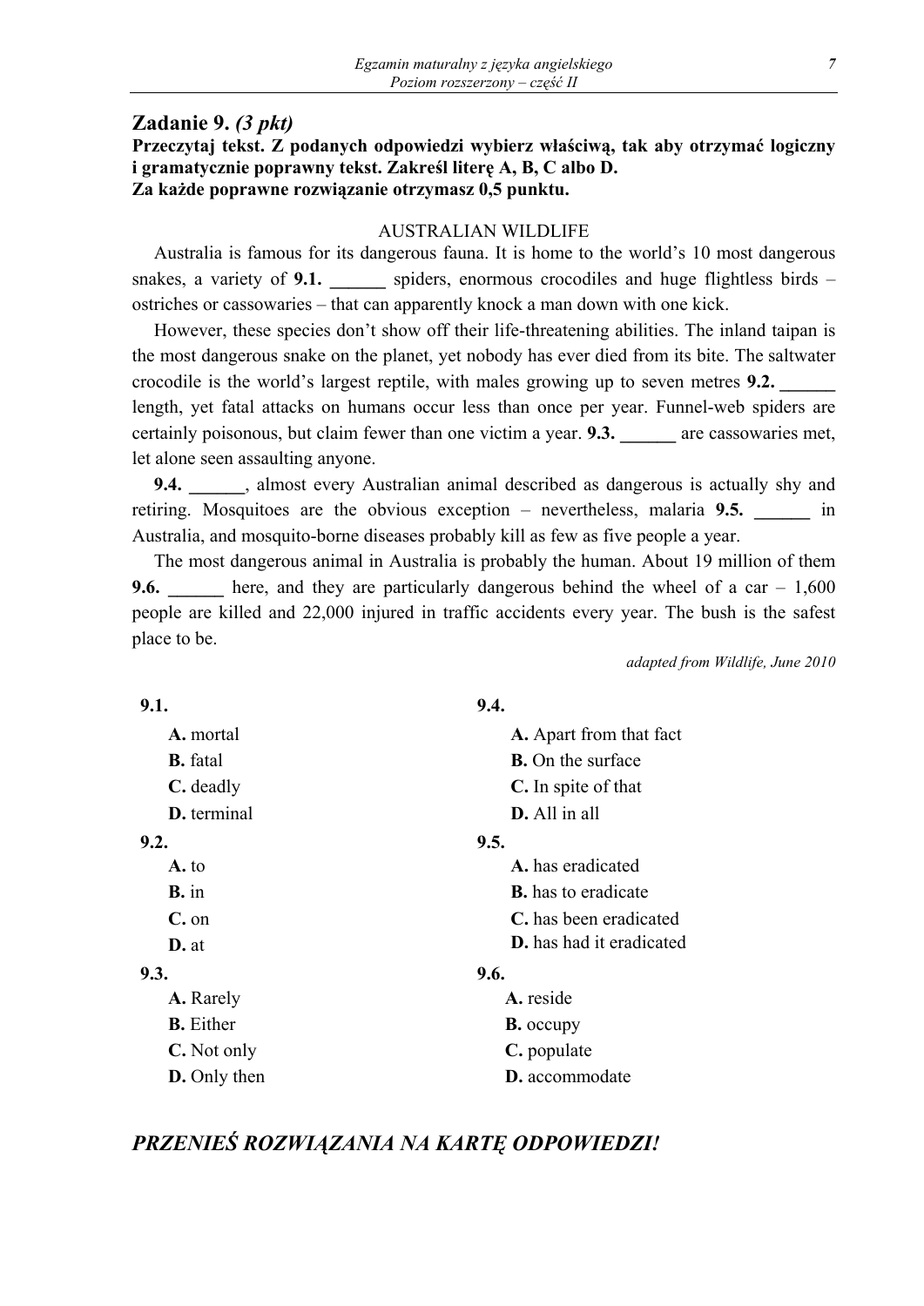## Zadanie 9. *(3 pkt)*

**Przeczytaj tekst. Z podanych odpowiedzi wybierz właściwą, tak aby otrzymać logiczny i gramatycznie poprawny tekst. Zakreśl literę A, B, C albo D.**
**Za każde poprawne rozwiązanie otrzymasz 0,5 punktu.**

AUSTRALIAN WILDLIFE

Australia is famous for its dangerous fauna. It is home to the world's 10 most dangerous snakes, a variety of **9.1. ______** spiders, enormous crocodiles and huge flightless birds – ostriches or cassowaries – that can apparently knock a man down with one kick.

However, these species don't show off their life-threatening abilities. The inland taipan is the most dangerous snake on the planet, yet nobody has ever died from its bite. The saltwater crocodile is the world's largest reptile, with males growing up to seven metres **9.2. ______** length, yet fatal attacks on humans occur less than once per year. Funnel-web spiders are certainly poisonous, but claim fewer than one victim a year. **9.3. ______** are cassowaries met, let alone seen assaulting anyone.

**9.4. ______**, almost every Australian animal described as dangerous is actually shy and retiring. Mosquitoes are the obvious exception – nevertheless, malaria **9.5. ______** in Australia, and mosquito-borne diseases probably kill as few as five people a year.

The most dangerous animal in Australia is probably the human. About 19 million of them **9.6. ______** here, and they are particularly dangerous behind the wheel of a car – 1,600 people are killed and 22,000 injured in traffic accidents every year. The bush is the safest place to be.

*adapted from Wildlife, June 2010*

**9.1.**
**A.** mortal
**B.** fatal
**C.** deadly
**D.** terminal

**9.2.**
**A.** to
**B.** in
**C.** on
**D.** at

**9.3.**
**A.** Rarely
**B.** Either
**C.** Not only
**D.** Only then

**9.4.**
**A.** Apart from that fact
**B.** On the surface
**C.** In spite of that
**D.** All in all

**9.5.**
**A.** has eradicated
**B.** has to eradicate
**C.** has been eradicated
**D.** has had it eradicated

**9.6.**
**A.** reside
**B.** occupy
**C.** populate
**D.** accommodate

***PRZENIEŚ ROZWIĄZANIA NA KARTĘ ODPOWIEDZI!***